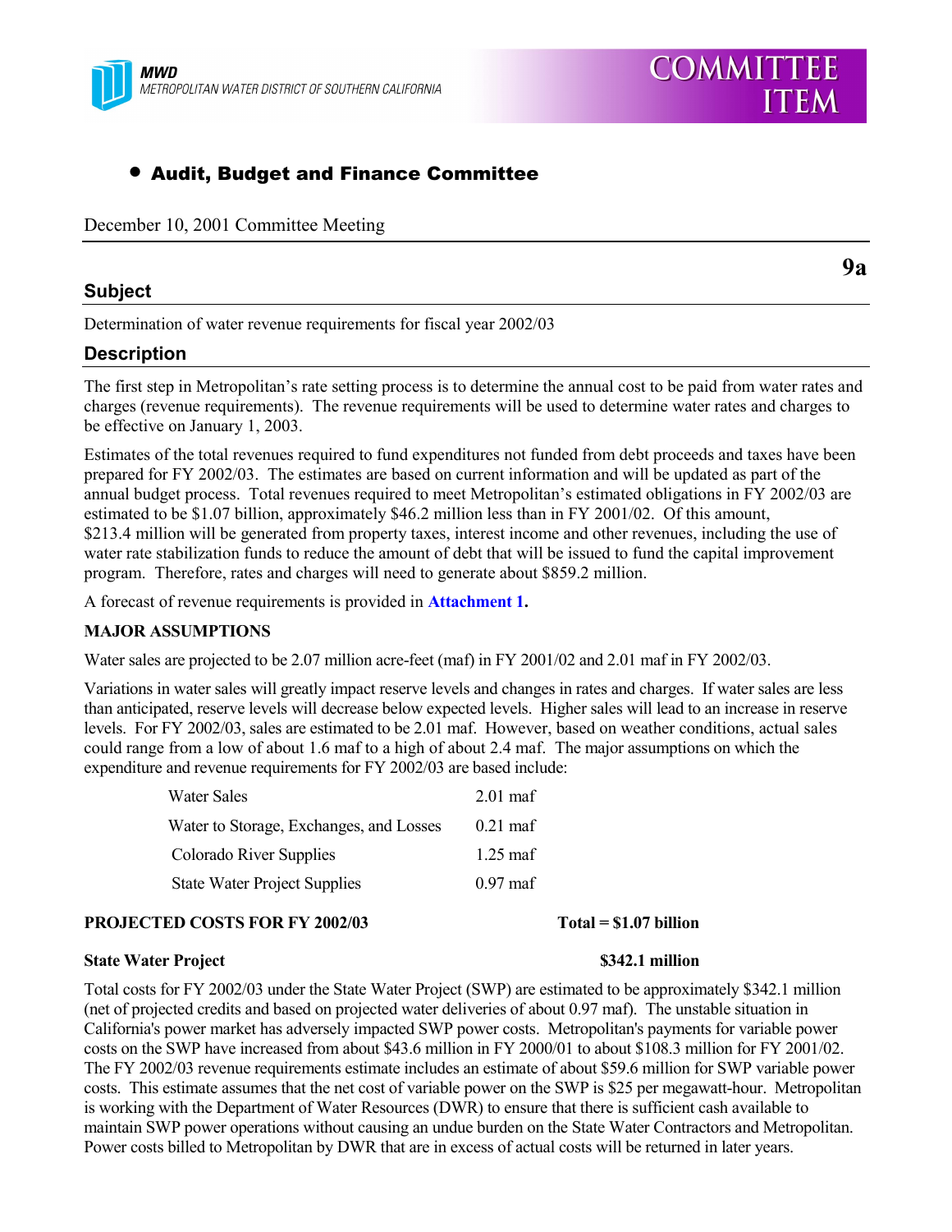MWD
METROPOLITAN WATER DISTRICT OF SOUTHERN CALIFORNIA

COMMITTEE ITEM

- **Audit, Budget and Finance Committee**

December 10, 2001 Committee Meeting

**9a**

## Subject

Determination of water revenue requirements for fiscal year 2002/03

## Description

The first step in Metropolitan's rate setting process is to determine the annual cost to be paid from water rates and charges (revenue requirements). The revenue requirements will be used to determine water rates and charges to be effective on January 1, 2003.

Estimates of the total revenues required to fund expenditures not funded from debt proceeds and taxes have been prepared for FY 2002/03. The estimates are based on current information and will be updated as part of the annual budget process. Total revenues required to meet Metropolitan's estimated obligations in FY 2002/03 are estimated to be $1.07 billion, approximately $46.2 million less than in FY 2001/02. Of this amount, $213.4 million will be generated from property taxes, interest income and other revenues, including the use of water rate stabilization funds to reduce the amount of debt that will be issued to fund the capital improvement program. Therefore, rates and charges will need to generate about $859.2 million.

A forecast of revenue requirements is provided in **Attachment 1.**

**MAJOR ASSUMPTIONS**

Water sales are projected to be 2.07 million acre-feet (maf) in FY 2001/02 and 2.01 maf in FY 2002/03.

Variations in water sales will greatly impact reserve levels and changes in rates and charges. If water sales are less than anticipated, reserve levels will decrease below expected levels. Higher sales will lead to an increase in reserve levels. For FY 2002/03, sales are estimated to be 2.01 maf. However, based on weather conditions, actual sales could range from a low of about 1.6 maf to a high of about 2.4 maf. The major assumptions on which the expenditure and revenue requirements for FY 2002/03 are based include:

| | |
|---|---|
| Water Sales | 2.01 maf |
| Water to Storage, Exchanges, and Losses | 0.21 maf |
| Colorado River Supplies | 1.25 maf |
| State Water Project Supplies | 0.97 maf |

**PROJECTED COSTS FOR FY 2002/03** **Total = $1.07 billion**

**State Water Project** **$342.1 million**

Total costs for FY 2002/03 under the State Water Project (SWP) are estimated to be approximately $342.1 million (net of projected credits and based on projected water deliveries of about 0.97 maf). The unstable situation in California's power market has adversely impacted SWP power costs. Metropolitan's payments for variable power costs on the SWP have increased from about $43.6 million in FY 2000/01 to about $108.3 million for FY 2001/02. The FY 2002/03 revenue requirements estimate includes an estimate of about $59.6 million for SWP variable power costs. This estimate assumes that the net cost of variable power on the SWP is $25 per megawatt-hour. Metropolitan is working with the Department of Water Resources (DWR) to ensure that there is sufficient cash available to maintain SWP power operations without causing an undue burden on the State Water Contractors and Metropolitan. Power costs billed to Metropolitan by DWR that are in excess of actual costs will be returned in later years.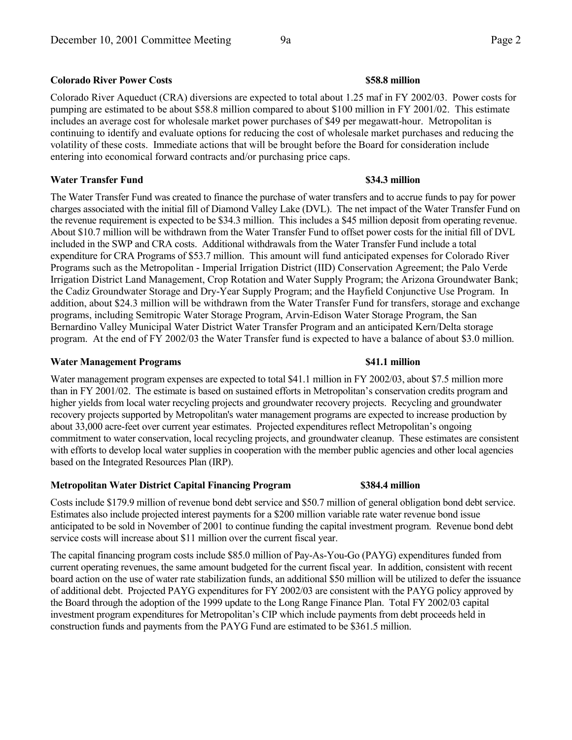**Colorado River Power Costs** **\$58.8 million**

Colorado River Aqueduct (CRA) diversions are expected to total about 1.25 maf in FY 2002/03. Power costs for pumping are estimated to be about \$58.8 million compared to about \$100 million in FY 2001/02. This estimate includes an average cost for wholesale market power purchases of \$49 per megawatt-hour. Metropolitan is continuing to identify and evaluate options for reducing the cost of wholesale market purchases and reducing the volatility of these costs. Immediate actions that will be brought before the Board for consideration include entering into economical forward contracts and/or purchasing price caps.

**Water Transfer Fund** **\$34.3 million**

The Water Transfer Fund was created to finance the purchase of water transfers and to accrue funds to pay for power charges associated with the initial fill of Diamond Valley Lake (DVL). The net impact of the Water Transfer Fund on the revenue requirement is expected to be \$34.3 million. This includes a \$45 million deposit from operating revenue. About \$10.7 million will be withdrawn from the Water Transfer Fund to offset power costs for the initial fill of DVL included in the SWP and CRA costs. Additional withdrawals from the Water Transfer Fund include a total expenditure for CRA Programs of \$53.7 million. This amount will fund anticipated expenses for Colorado River Programs such as the Metropolitan - Imperial Irrigation District (IID) Conservation Agreement; the Palo Verde Irrigation District Land Management, Crop Rotation and Water Supply Program; the Arizona Groundwater Bank; the Cadiz Groundwater Storage and Dry-Year Supply Program; and the Hayfield Conjunctive Use Program. In addition, about \$24.3 million will be withdrawn from the Water Transfer Fund for transfers, storage and exchange programs, including Semitropic Water Storage Program, Arvin-Edison Water Storage Program, the San Bernardino Valley Municipal Water District Water Transfer Program and an anticipated Kern/Delta storage program. At the end of FY 2002/03 the Water Transfer fund is expected to have a balance of about \$3.0 million.

**Water Management Programs** **\$41.1 million**

Water management program expenses are expected to total \$41.1 million in FY 2002/03, about \$7.5 million more than in FY 2001/02. The estimate is based on sustained efforts in Metropolitan's conservation credits program and higher yields from local water recycling projects and groundwater recovery projects. Recycling and groundwater recovery projects supported by Metropolitan's water management programs are expected to increase production by about 33,000 acre-feet over current year estimates. Projected expenditures reflect Metropolitan's ongoing commitment to water conservation, local recycling projects, and groundwater cleanup. These estimates are consistent with efforts to develop local water supplies in cooperation with the member public agencies and other local agencies based on the Integrated Resources Plan (IRP).

**Metropolitan Water District Capital Financing Program** **\$384.4 million**

Costs include \$179.9 million of revenue bond debt service and \$50.7 million of general obligation bond debt service. Estimates also include projected interest payments for a \$200 million variable rate water revenue bond issue anticipated to be sold in November of 2001 to continue funding the capital investment program. Revenue bond debt service costs will increase about \$11 million over the current fiscal year.

The capital financing program costs include \$85.0 million of Pay-As-You-Go (PAYG) expenditures funded from current operating revenues, the same amount budgeted for the current fiscal year. In addition, consistent with recent board action on the use of water rate stabilization funds, an additional \$50 million will be utilized to defer the issuance of additional debt. Projected PAYG expenditures for FY 2002/03 are consistent with the PAYG policy approved by the Board through the adoption of the 1999 update to the Long Range Finance Plan. Total FY 2002/03 capital investment program expenditures for Metropolitan's CIP which include payments from debt proceeds held in construction funds and payments from the PAYG Fund are estimated to be \$361.5 million.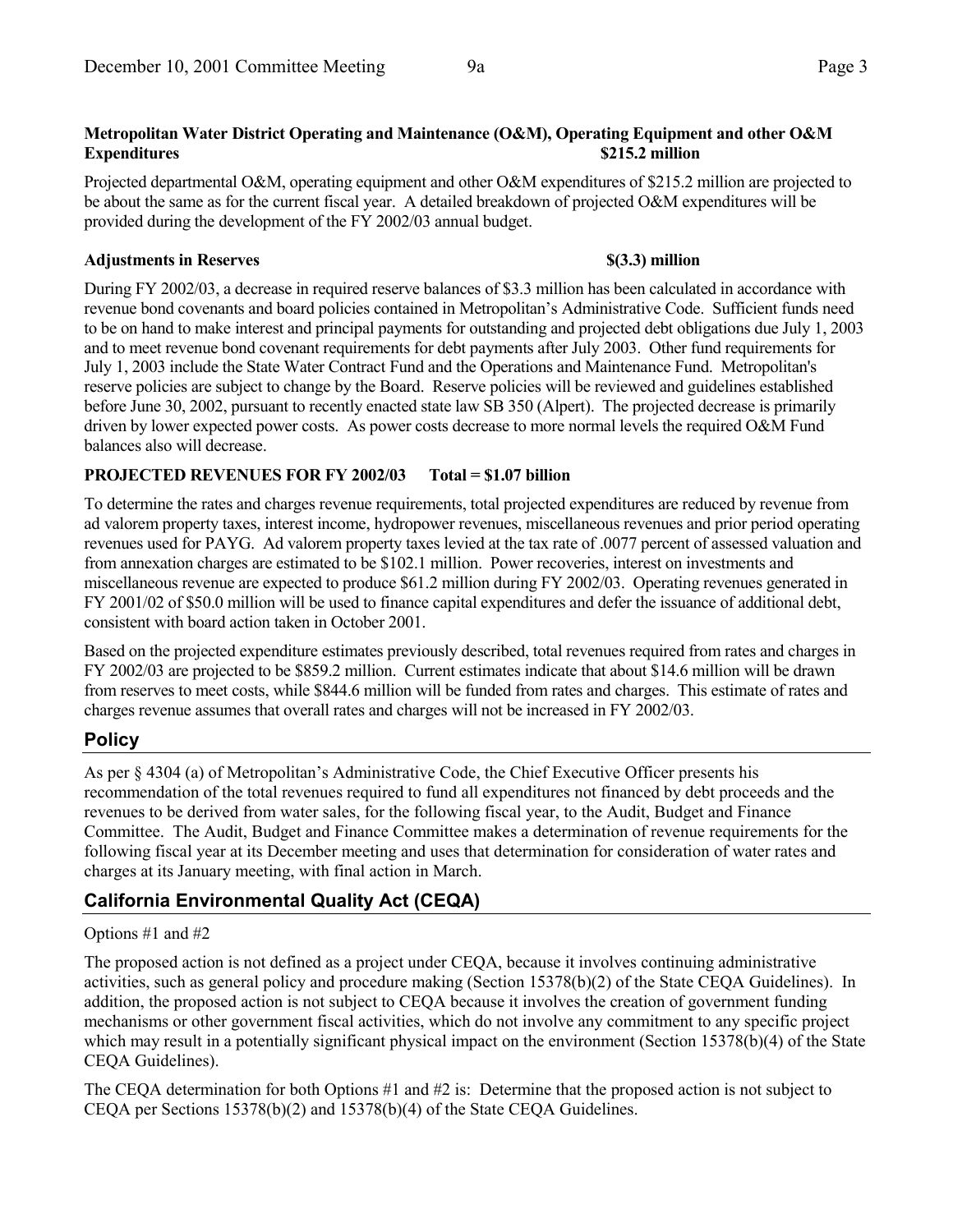**Metropolitan Water District Operating and Maintenance (O&M), Operating Equipment and other O&M Expenditures $215.2 million**

Projected departmental O&M, operating equipment and other O&M expenditures of $215.2 million are projected to be about the same as for the current fiscal year. A detailed breakdown of projected O&M expenditures will be provided during the development of the FY 2002/03 annual budget.

**Adjustments in Reserves $(3.3) million**

During FY 2002/03, a decrease in required reserve balances of $3.3 million has been calculated in accordance with revenue bond covenants and board policies contained in Metropolitan's Administrative Code. Sufficient funds need to be on hand to make interest and principal payments for outstanding and projected debt obligations due July 1, 2003 and to meet revenue bond covenant requirements for debt payments after July 2003. Other fund requirements for July 1, 2003 include the State Water Contract Fund and the Operations and Maintenance Fund. Metropolitan's reserve policies are subject to change by the Board. Reserve policies will be reviewed and guidelines established before June 30, 2002, pursuant to recently enacted state law SB 350 (Alpert). The projected decrease is primarily driven by lower expected power costs. As power costs decrease to more normal levels the required O&M Fund balances also will decrease.

**PROJECTED REVENUES FOR FY 2002/03 Total = $1.07 billion**

To determine the rates and charges revenue requirements, total projected expenditures are reduced by revenue from ad valorem property taxes, interest income, hydropower revenues, miscellaneous revenues and prior period operating revenues used for PAYG. Ad valorem property taxes levied at the tax rate of .0077 percent of assessed valuation and from annexation charges are estimated to be $102.1 million. Power recoveries, interest on investments and miscellaneous revenue are expected to produce $61.2 million during FY 2002/03. Operating revenues generated in FY 2001/02 of $50.0 million will be used to finance capital expenditures and defer the issuance of additional debt, consistent with board action taken in October 2001.

Based on the projected expenditure estimates previously described, total revenues required from rates and charges in FY 2002/03 are projected to be $859.2 million. Current estimates indicate that about $14.6 million will be drawn from reserves to meet costs, while $844.6 million will be funded from rates and charges. This estimate of rates and charges revenue assumes that overall rates and charges will not be increased in FY 2002/03.

## Policy

As per § 4304 (a) of Metropolitan's Administrative Code, the Chief Executive Officer presents his recommendation of the total revenues required to fund all expenditures not financed by debt proceeds and the revenues to be derived from water sales, for the following fiscal year, to the Audit, Budget and Finance Committee. The Audit, Budget and Finance Committee makes a determination of revenue requirements for the following fiscal year at its December meeting and uses that determination for consideration of water rates and charges at its January meeting, with final action in March.

## California Environmental Quality Act (CEQA)

Options #1 and #2

The proposed action is not defined as a project under CEQA, because it involves continuing administrative activities, such as general policy and procedure making (Section 15378(b)(2) of the State CEQA Guidelines). In addition, the proposed action is not subject to CEQA because it involves the creation of government funding mechanisms or other government fiscal activities, which do not involve any commitment to any specific project which may result in a potentially significant physical impact on the environment (Section 15378(b)(4) of the State CEQA Guidelines).

The CEQA determination for both Options #1 and #2 is: Determine that the proposed action is not subject to CEQA per Sections 15378(b)(2) and 15378(b)(4) of the State CEQA Guidelines.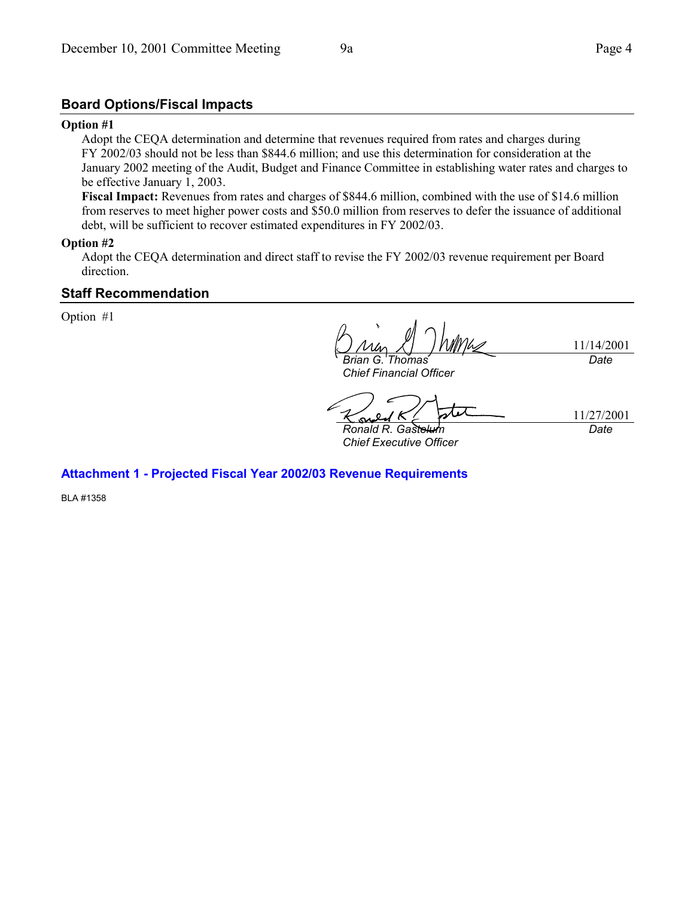## Board Options/Fiscal Impacts

**Option #1**

Adopt the CEQA determination and determine that revenues required from rates and charges during FY 2002/03 should not be less than $844.6 million; and use this determination for consideration at the January 2002 meeting of the Audit, Budget and Finance Committee in establishing water rates and charges to be effective January 1, 2003.

**Fiscal Impact:** Revenues from rates and charges of $844.6 million, combined with the use of $14.6 million from reserves to meet higher power costs and $50.0 million from reserves to defer the issuance of additional debt, will be sufficient to recover estimated expenditures in FY 2002/03.

**Option #2**

Adopt the CEQA determination and direct staff to revise the FY 2002/03 revenue requirement per Board direction.

## Staff Recommendation

Option #1

| | |
|---|---|
| *Brian G. Thomas* | 11/14/2001 |
| *Chief Financial Officer* | *Date* |

| | |
|---|---|
| *Ronald R. Gastelum* | 11/27/2001 |
| *Chief Executive Officer* | *Date* |

**Attachment 1 - Projected Fiscal Year 2002/03 Revenue Requirements**

BLA #1358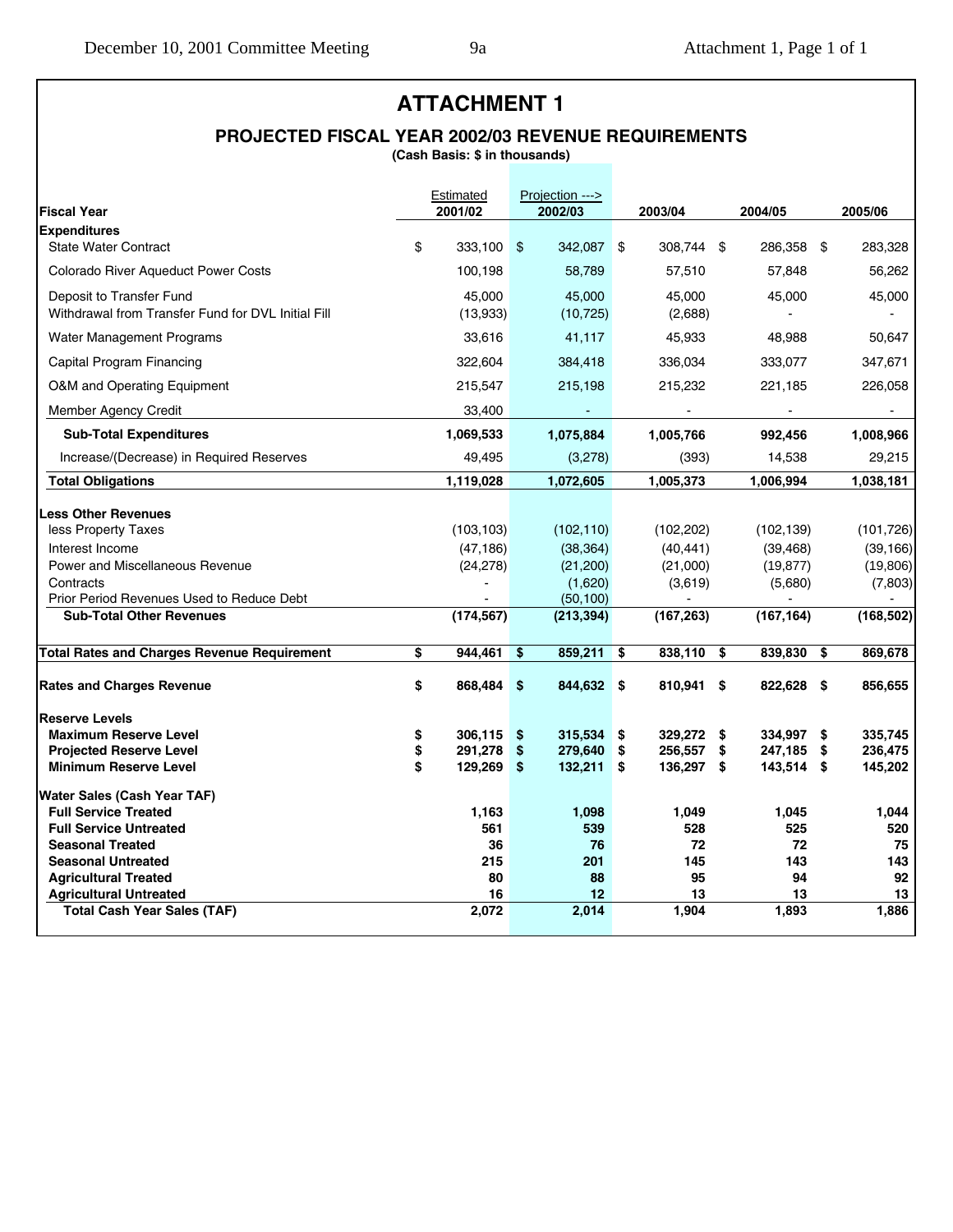# ATTACHMENT 1

## PROJECTED FISCAL YEAR 2002/03 REVENUE REQUIREMENTS

**(Cash Basis: $ in thousands)**

| Fiscal Year | Estimated 2001/02 | Projection ---> 2002/03 | 2003/04 | 2004/05 | 2005/06 |
|---|---|---|---|---|---|
| **Expenditures** | | | | | |
| State Water Contract | $ 333,100 | $ 342,087 | $ 308,744 | $ 286,358 | $ 283,328 |
| Colorado River Aqueduct Power Costs | 100,198 | 58,789 | 57,510 | 57,848 | 56,262 |
| Deposit to Transfer Fund | 45,000 | 45,000 | 45,000 | 45,000 | 45,000 |
| Withdrawal from Transfer Fund for DVL Initial Fill | (13,933) | (10,725) | (2,688) | - | - |
| Water Management Programs | 33,616 | 41,117 | 45,933 | 48,988 | 50,647 |
| Capital Program Financing | 322,604 | 384,418 | 336,034 | 333,077 | 347,671 |
| O&M and Operating Equipment | 215,547 | 215,198 | 215,232 | 221,185 | 226,058 |
| Member Agency Credit | 33,400 | - | - | - | - |
| **Sub-Total Expenditures** | **1,069,533** | **1,075,884** | **1,005,766** | **992,456** | **1,008,966** |
| Increase/(Decrease) in Required Reserves | 49,495 | (3,278) | (393) | 14,538 | 29,215 |
| **Total Obligations** | **1,119,028** | **1,072,605** | **1,005,373** | **1,006,994** | **1,038,181** |
| **Less Other Revenues** | | | | | |
| less Property Taxes | (103,103) | (102,110) | (102,202) | (102,139) | (101,726) |
| Interest Income | (47,186) | (38,364) | (40,441) | (39,468) | (39,166) |
| Power and Miscellaneous Revenue | (24,278) | (21,200) | (21,000) | (19,877) | (19,806) |
| Contracts | - | (1,620) | (3,619) | (5,680) | (7,803) |
| Prior Period Revenues Used to Reduce Debt | - | (50,100) | - | - | - |
| **Sub-Total Other Revenues** | **(174,567)** | **(213,394)** | **(167,263)** | **(167,164)** | **(168,502)** |
| **Total Rates and Charges Revenue Requirement** | **$ 944,461** | **$ 859,211** | **$ 838,110** | **$ 839,830** | **$ 869,678** |
| **Rates and Charges Revenue** | **$ 868,484** | **$ 844,632** | **$ 810,941** | **$ 822,628** | **$ 856,655** |
| **Reserve Levels** | | | | | |
| **Maximum Reserve Level** | **$ 306,115** | **$ 315,534** | **$ 329,272** | **$ 334,997** | **$ 335,745** |
| **Projected Reserve Level** | **$ 291,278** | **$ 279,640** | **$ 256,557** | **$ 247,185** | **$ 236,475** |
| **Minimum Reserve Level** | **$ 129,269** | **$ 132,211** | **$ 136,297** | **$ 143,514** | **$ 145,202** |
| **Water Sales (Cash Year TAF)** | | | | | |
| **Full Service Treated** | **1,163** | **1,098** | **1,049** | **1,045** | **1,044** |
| **Full Service Untreated** | **561** | **539** | **528** | **525** | **520** |
| **Seasonal Treated** | **36** | **76** | **72** | **72** | **75** |
| **Seasonal Untreated** | **215** | **201** | **145** | **143** | **143** |
| **Agricultural Treated** | **80** | **88** | **95** | **94** | **92** |
| **Agricultural Untreated** | **16** | **12** | **13** | **13** | **13** |
| **Total Cash Year Sales (TAF)** | **2,072** | **2,014** | **1,904** | **1,893** | **1,886** |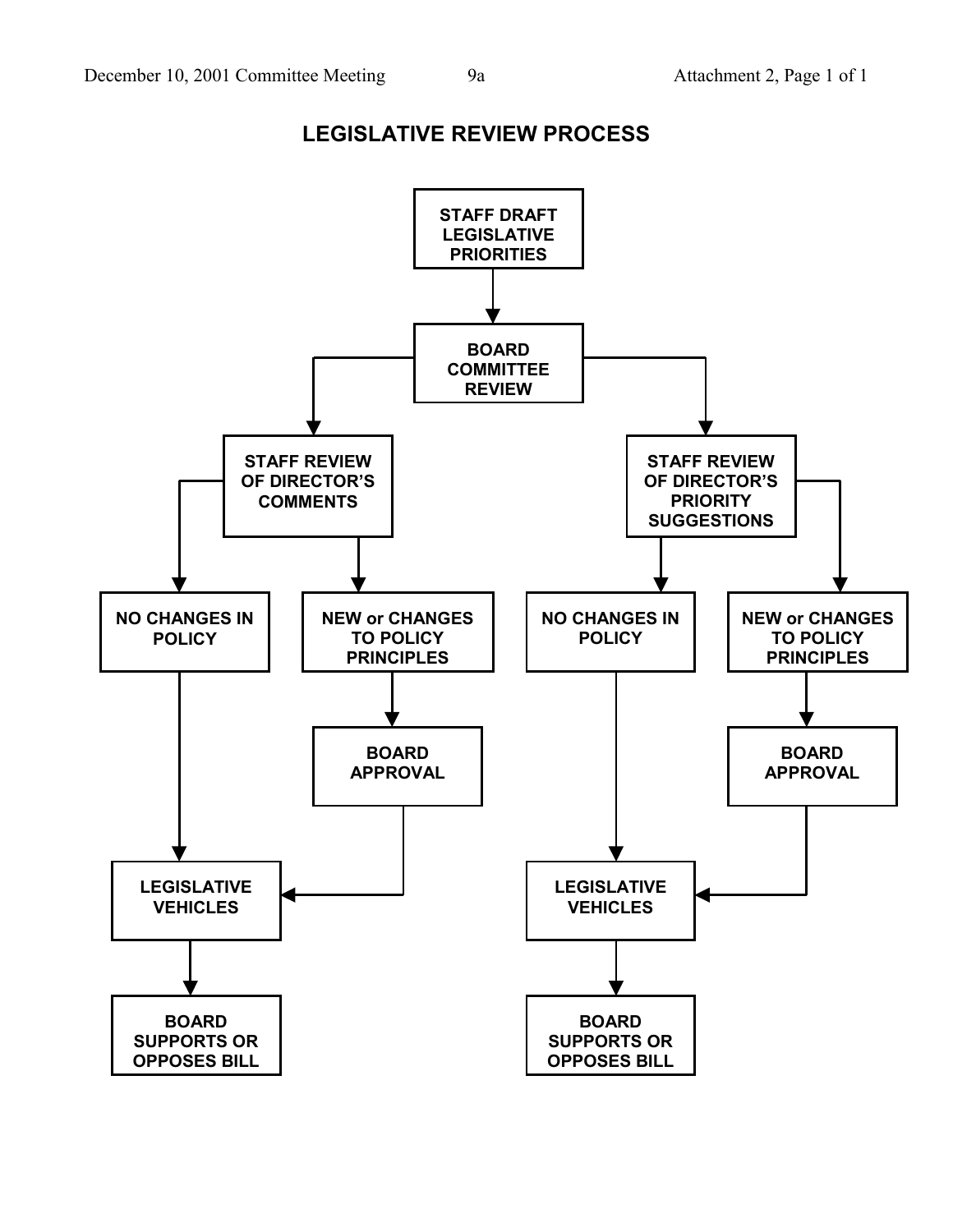# LEGISLATIVE REVIEW PROCESS

STAFF DRAFT LEGISLATIVE PRIORITIES

BOARD COMMITTEE REVIEW

STAFF REVIEW OF DIRECTOR'S COMMENTS

STAFF REVIEW OF DIRECTOR'S PRIORITY SUGGESTIONS

NO CHANGES IN POLICY

NEW or CHANGES TO POLICY PRINCIPLES

NO CHANGES IN POLICY

NEW or CHANGES TO POLICY PRINCIPLES

BOARD APPROVAL

BOARD APPROVAL

LEGISLATIVE VEHICLES

LEGISLATIVE VEHICLES

BOARD SUPPORTS OR OPPOSES BILL

BOARD SUPPORTS OR OPPOSES BILL